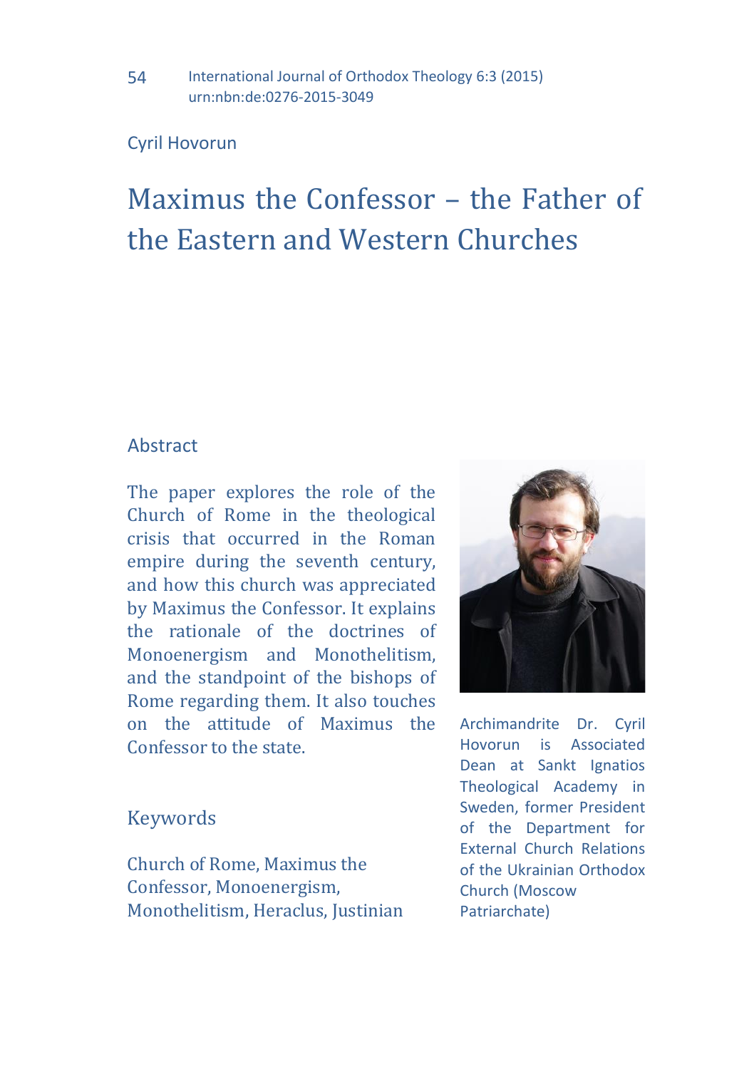Cyril Hovorun

# Maximus the Confessor – the Father of the Eastern and Western Churches

## Abstract

The paper explores the role of the Church of Rome in the theological crisis that occurred in the Roman empire during the seventh century, and how this church was appreciated by Maximus the Confessor. It explains the rationale of the doctrines of Monoenergism and Monothelitism, and the standpoint of the bishops of Rome regarding them. It also touches on the attitude of Maximus the Confessor to the state.

## Keywords

Church of Rome, Maximus the Confessor, Monoenergism, Monothelitism, Heraclus, Justinian

Archimandrite Dr. Cyril Hovorun is Associated Dean at Sankt Ignatios Theological Academy in Sweden, former President of the Department for External Church Relations of the Ukrainian Orthodox Church (Moscow Patriarchate)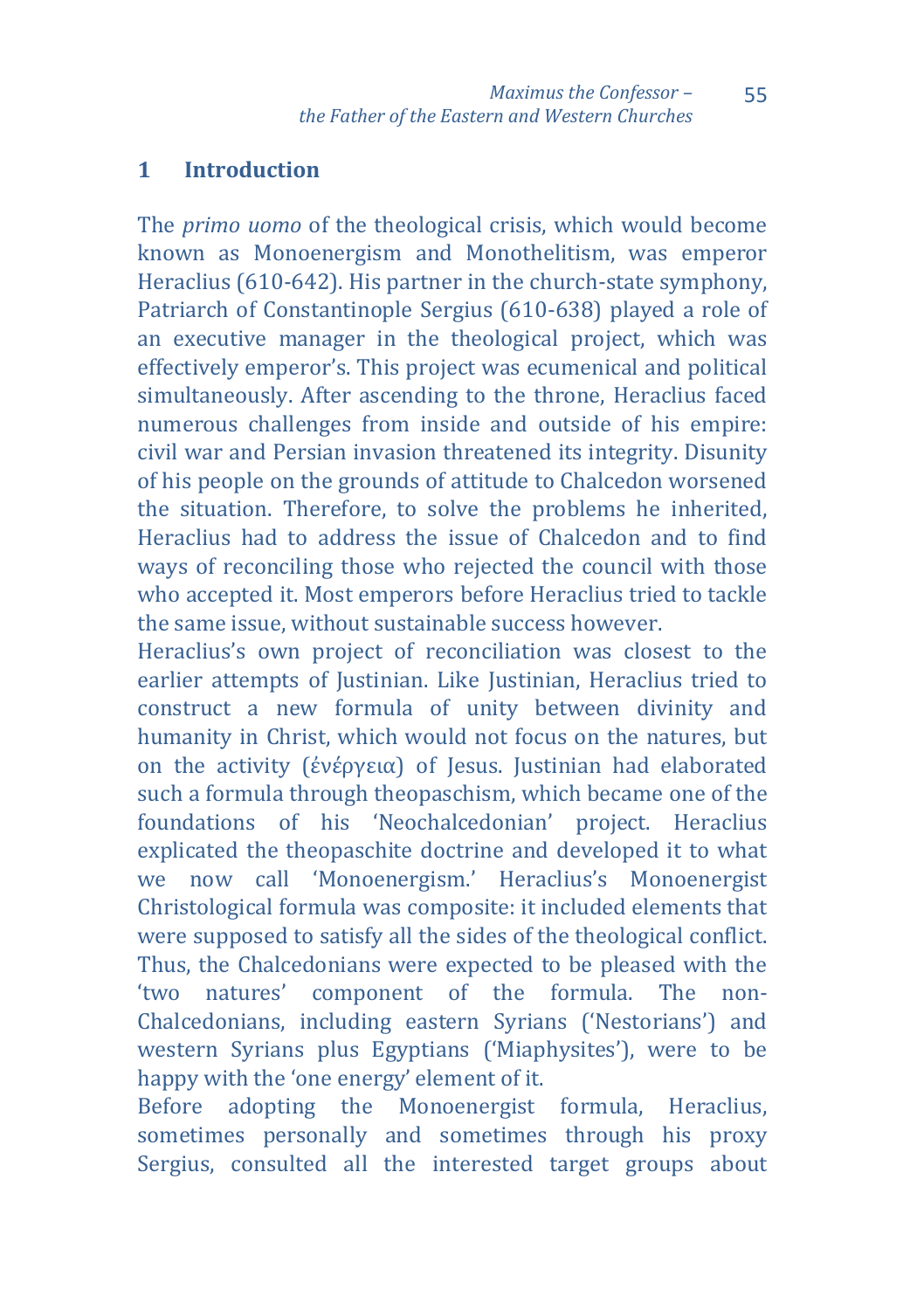## 1 Introduction

The *primo uomo* of the theological crisis, which would become known as Monoenergism and Monothelitism, was emperor Heraclius (610-642). His partner in the church-state symphony, Patriarch of Constantinople Sergius (610-638) played a role of an executive manager in the theological project, which was effectively emperor's. This project was ecumenical and political simultaneously. After ascending to the throne, Heraclius faced numerous challenges from inside and outside of his empire: civil war and Persian invasion threatened its integrity. Disunity of his people on the grounds of attitude to Chalcedon worsened the situation. Therefore, to solve the problems he inherited, Heraclius had to address the issue of Chalcedon and to find ways of reconciling those who rejected the council with those who accepted it. Most emperors before Heraclius tried to tackle the same issue, without sustainable success however.

Heraclius's own project of reconciliation was closest to the earlier attempts of Justinian. Like Justinian, Heraclius tried to construct a new formula of unity between divinity and humanity in Christ, which would not focus on the natures, but on the activity (ἐνέργεια) of Jesus. Justinian had elaborated such a formula through theopaschism, which became one of the foundations of his 'Neochalcedonian' project. Heraclius explicated the theopaschite doctrine and developed it to what we now call 'Monoenergism.' Heraclius's Monoenergist Christological formula was composite: it included elements that were supposed to satisfy all the sides of the theological conflict. Thus, the Chalcedonians were expected to be pleased with the 'two natures' component of the formula. The non-Chalcedonians, including eastern Syrians ('Nestorians') and western Syrians plus Egyptians ('Miaphysites'), were to be happy with the 'one energy' element of it.

Before adopting the Monoenergist formula, Heraclius, sometimes personally and sometimes through his proxy Sergius, consulted all the interested target groups about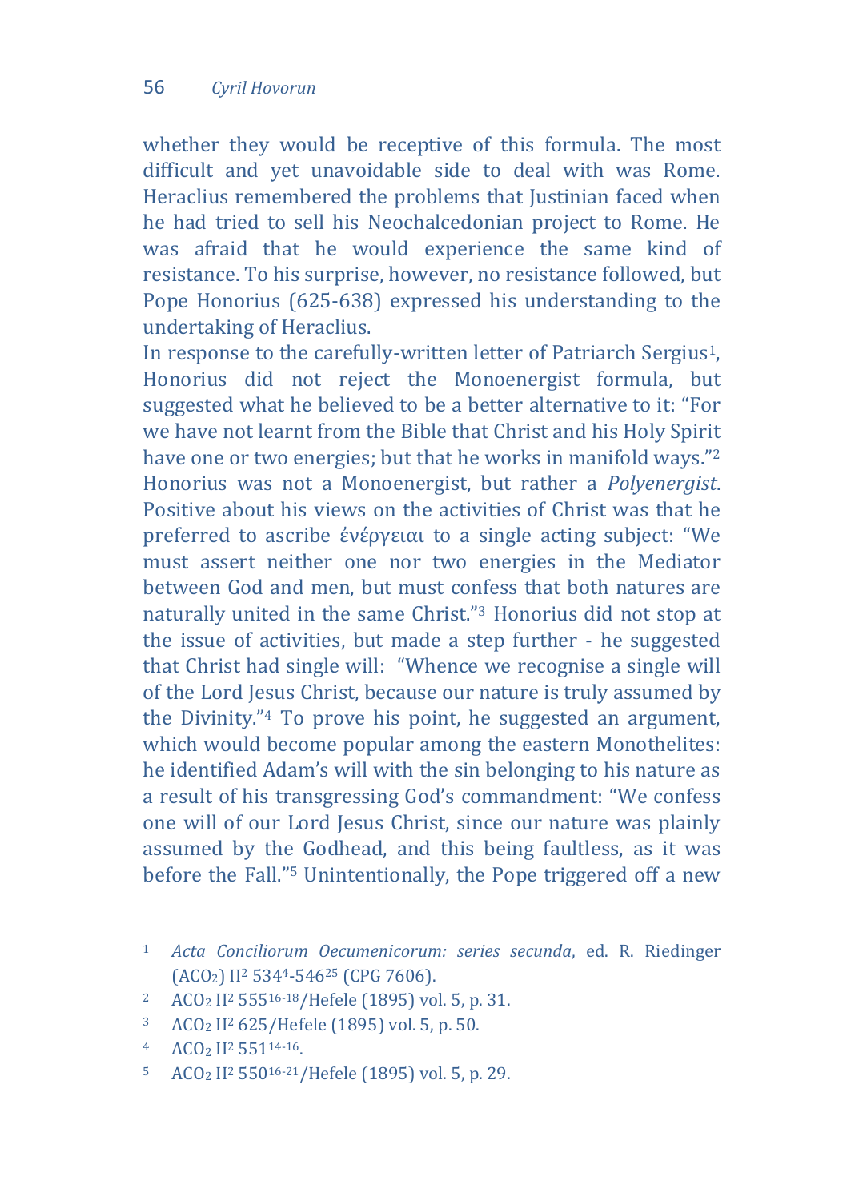whether they would be receptive of this formula. The most difficult and yet unavoidable side to deal with was Rome. Heraclius remembered the problems that Justinian faced when he had tried to sell his Neochalcedonian project to Rome. He was afraid that he would experience the same kind of resistance. To his surprise, however, no resistance followed, but Pope Honorius (625-638) expressed his understanding to the undertaking of Heraclius.

In response to the carefully-written letter of Patriarch Sergius[1], Honorius did not reject the Monoenergist formula, but suggested what he believed to be a better alternative to it: "For we have not learnt from the Bible that Christ and his Holy Spirit have one or two energies; but that he works in manifold ways."[2] Honorius was not a Monoenergist, but rather a *Polyenergist*. Positive about his views on the activities of Christ was that he preferred to ascribe ἐνέργειαι to a single acting subject: "We must assert neither one nor two energies in the Mediator between God and men, but must confess that both natures are naturally united in the same Christ."[3] Honorius did not stop at the issue of activities, but made a step further - he suggested that Christ had single will: "Whence we recognise a single will of the Lord Jesus Christ, because our nature is truly assumed by the Divinity."[4] To prove his point, he suggested an argument, which would become popular among the eastern Monothelites: he identified Adam's will with the sin belonging to his nature as a result of his transgressing God's commandment: "We confess one will of our Lord Jesus Christ, since our nature was plainly assumed by the Godhead, and this being faultless, as it was before the Fall."[5] Unintentionally, the Pope triggered off a new

---

[1] *Acta Conciliorum Oecumenicorum: series secunda*, ed. R. Riedinger ($ACO_2$) $II^2$ $534^{4}$-$546^{25}$ (CPG 7606).

[2] $ACO_2$ $II^2$ $555^{16\text{-}18}$/Hefele (1895) vol. 5, p. 31.

[3] $ACO_2$ $II^2$ 625/Hefele (1895) vol. 5, p. 50.

[4] $ACO_2$ $II^2$ $551^{14\text{-}16}$.

[5] $ACO_2$ $II^2$ $550^{16\text{-}21}$/Hefele (1895) vol. 5, p. 29.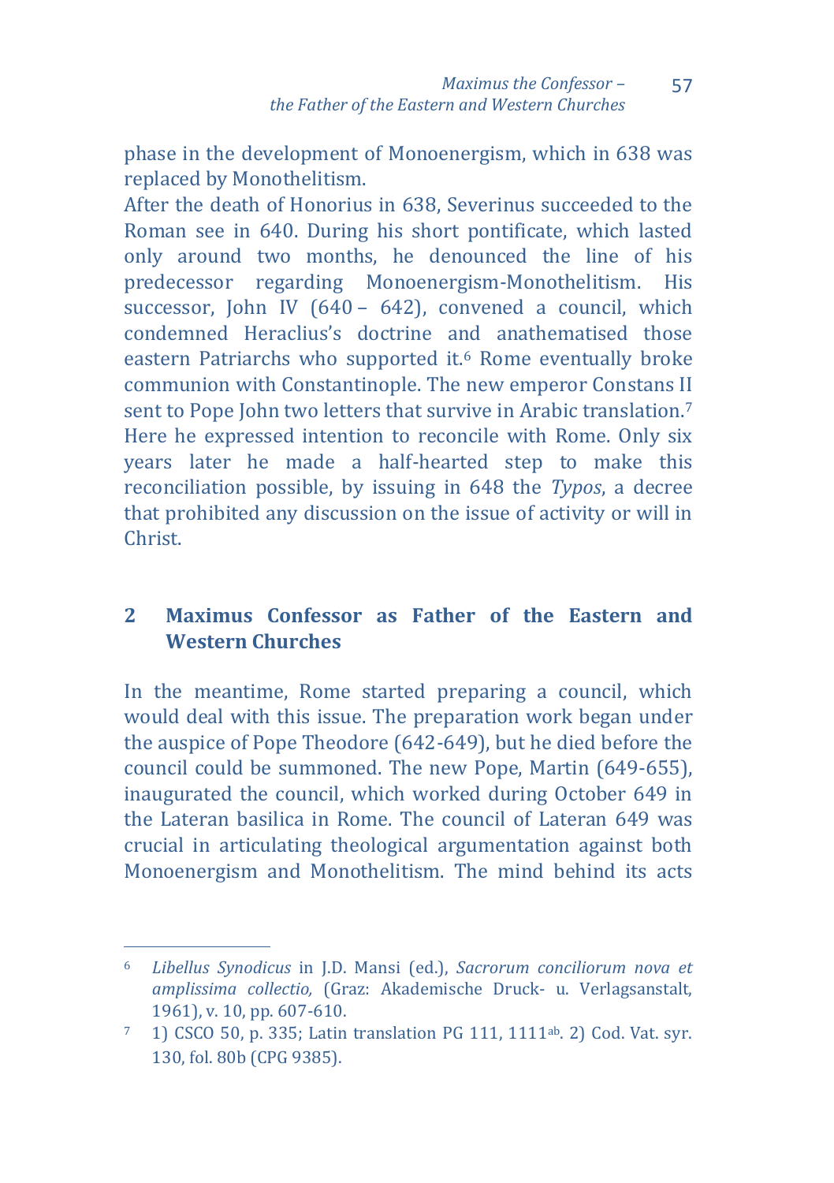phase in the development of Monoenergism, which in 638 was replaced by Monothelitism.

After the death of Honorius in 638, Severinus succeeded to the Roman see in 640. During his short pontificate, which lasted only around two months, he denounced the line of his predecessor regarding Monoenergism-Monothelitism. His successor, John IV (640 – 642), convened a council, which condemned Heraclius's doctrine and anathematised those eastern Patriarchs who supported it.[6] Rome eventually broke communion with Constantinople. The new emperor Constans II sent to Pope John two letters that survive in Arabic translation.[7] Here he expressed intention to reconcile with Rome. Only six years later he made a half-hearted step to make this reconciliation possible, by issuing in 648 the *Typos*, a decree that prohibited any discussion on the issue of activity or will in Christ.

## 2 Maximus Confessor as Father of the Eastern and Western Churches

In the meantime, Rome started preparing a council, which would deal with this issue. The preparation work began under the auspice of Pope Theodore (642-649), but he died before the council could be summoned. The new Pope, Martin (649-655), inaugurated the council, which worked during October 649 in the Lateran basilica in Rome. The council of Lateran 649 was crucial in articulating theological argumentation against both Monoenergism and Monothelitism. The mind behind its acts

---

[6] *Libellus Synodicus* in J.D. Mansi (ed.), *Sacrorum conciliorum nova et amplissima collectio,* (Graz: Akademische Druck- u. Verlagsanstalt, 1961), v. 10, pp. 607-610.

[7] 1) CSCO 50, p. 335; Latin translation PG 111, 1111[ab]. 2) Cod. Vat. syr. 130, fol. 80b (CPG 9385).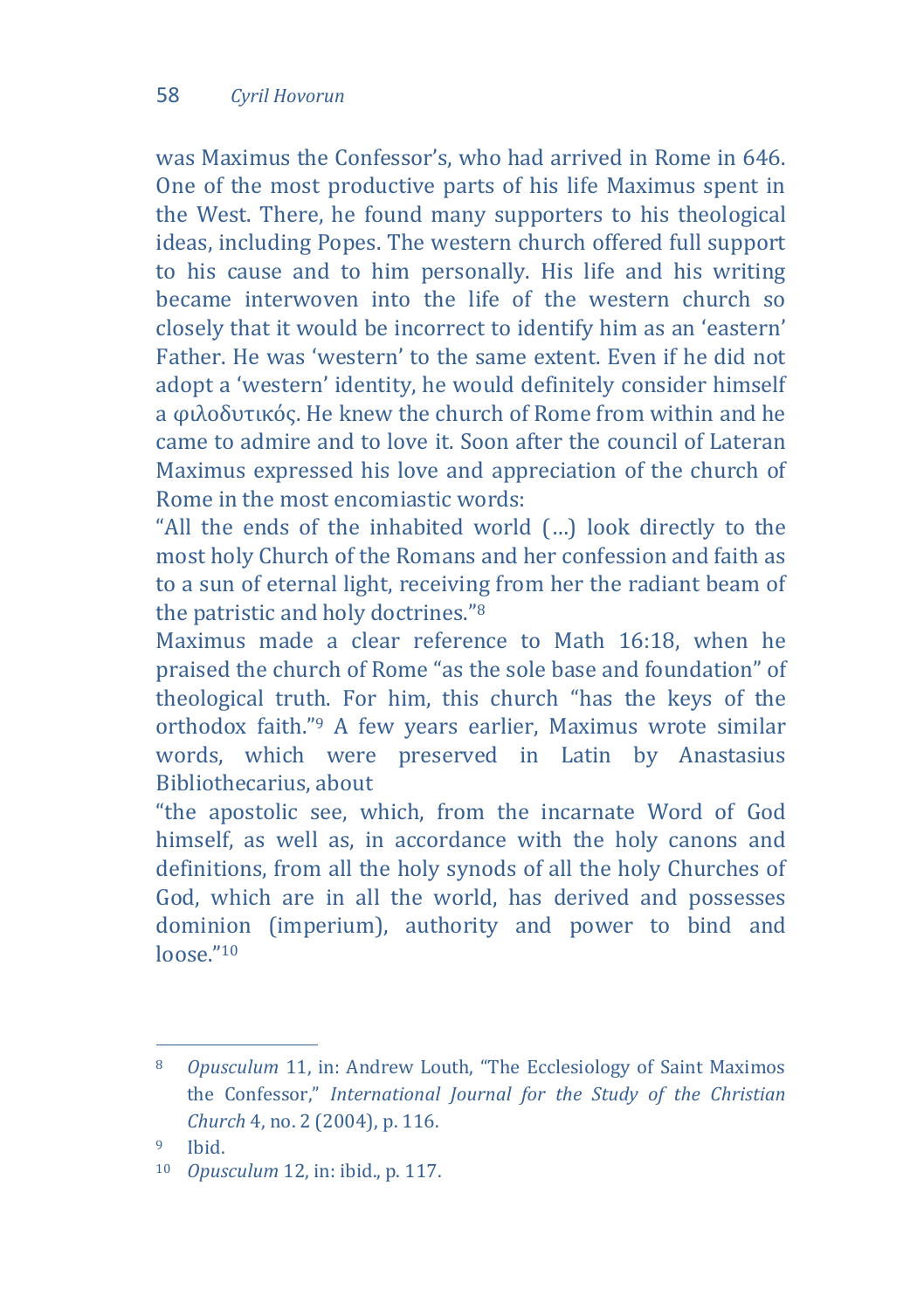was Maximus the Confessor's, who had arrived in Rome in 646. One of the most productive parts of his life Maximus spent in the West. There, he found many supporters to his theological ideas, including Popes. The western church offered full support to his cause and to him personally. His life and his writing became interwoven into the life of the western church so closely that it would be incorrect to identify him as an 'eastern' Father. He was 'western' to the same extent. Even if he did not adopt a 'western' identity, he would definitely consider himself a φιλοδυτικός. He knew the church of Rome from within and he came to admire and to love it. Soon after the council of Lateran Maximus expressed his love and appreciation of the church of Rome in the most encomiastic words:

"All the ends of the inhabited world (…) look directly to the most holy Church of the Romans and her confession and faith as to a sun of eternal light, receiving from her the radiant beam of the patristic and holy doctrines."[8]

Maximus made a clear reference to Math 16:18, when he praised the church of Rome "as the sole base and foundation" of theological truth. For him, this church "has the keys of the orthodox faith."[9] A few years earlier, Maximus wrote similar words, which were preserved in Latin by Anastasius Bibliothecarius, about

"the apostolic see, which, from the incarnate Word of God himself, as well as, in accordance with the holy canons and definitions, from all the holy synods of all the holy Churches of God, which are in all the world, has derived and possesses dominion (imperium), authority and power to bind and loose."[10]

---

[8] *Opusculum* 11, in: Andrew Louth, "The Ecclesiology of Saint Maximos the Confessor," *International Journal for the Study of the Christian Church* 4, no. 2 (2004), p. 116.

[9] Ibid.

[10] *Opusculum* 12, in: ibid., p. 117.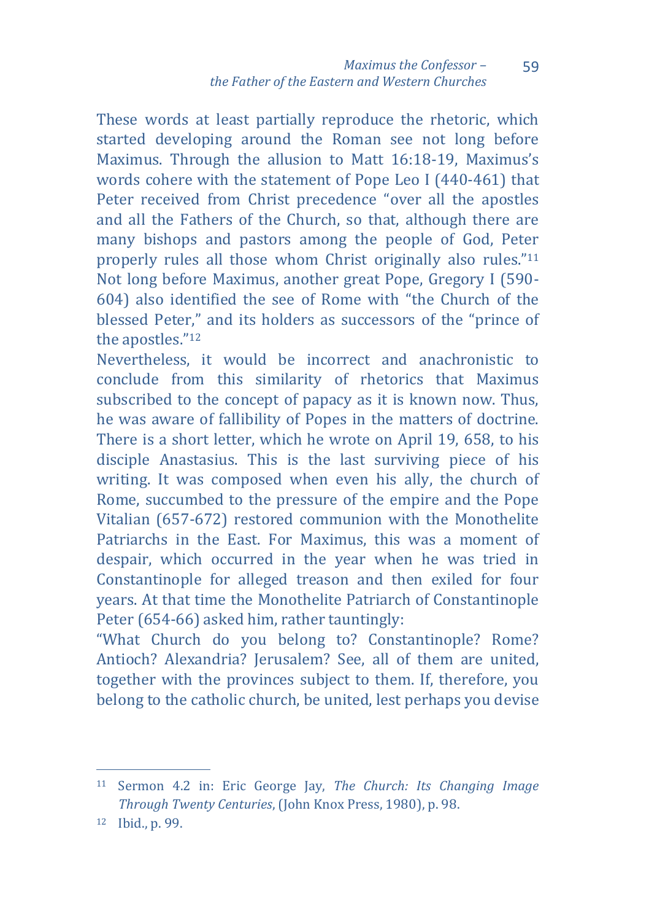These words at least partially reproduce the rhetoric, which started developing around the Roman see not long before Maximus. Through the allusion to Matt 16:18-19, Maximus's words cohere with the statement of Pope Leo I (440-461) that Peter received from Christ precedence "over all the apostles and all the Fathers of the Church, so that, although there are many bishops and pastors among the people of God, Peter properly rules all those whom Christ originally also rules."[11] Not long before Maximus, another great Pope, Gregory I (590-604) also identified the see of Rome with "the Church of the blessed Peter," and its holders as successors of the "prince of the apostles."[12]

Nevertheless, it would be incorrect and anachronistic to conclude from this similarity of rhetorics that Maximus subscribed to the concept of papacy as it is known now. Thus, he was aware of fallibility of Popes in the matters of doctrine. There is a short letter, which he wrote on April 19, 658, to his disciple Anastasius. This is the last surviving piece of his writing. It was composed when even his ally, the church of Rome, succumbed to the pressure of the empire and the Pope Vitalian (657-672) restored communion with the Monothelite Patriarchs in the East. For Maximus, this was a moment of despair, which occurred in the year when he was tried in Constantinople for alleged treason and then exiled for four years. At that time the Monothelite Patriarch of Constantinople Peter (654-66) asked him, rather tauntingly:

"What Church do you belong to? Constantinople? Rome? Antioch? Alexandria? Jerusalem? See, all of them are united, together with the provinces subject to them. If, therefore, you belong to the catholic church, be united, lest perhaps you devise

---

[11] Sermon 4.2 in: Eric George Jay, *The Church: Its Changing Image Through Twenty Centuries*, (John Knox Press, 1980), p. 98.

[12] Ibid., p. 99.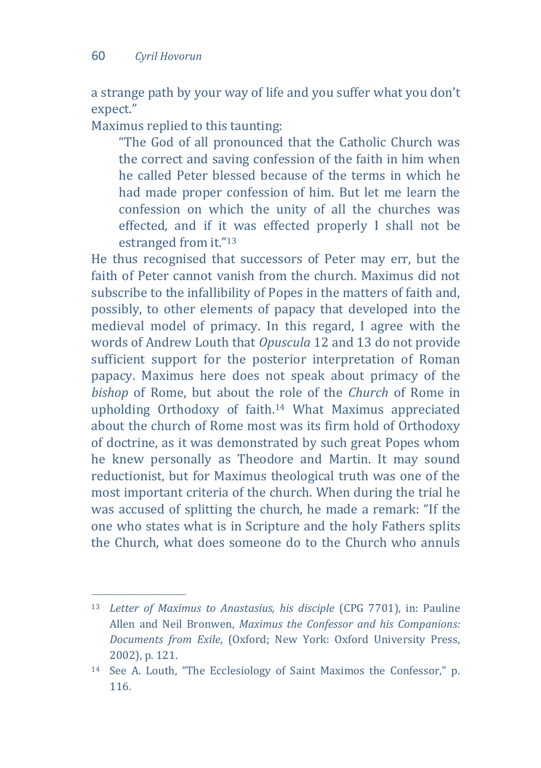a strange path by your way of life and you suffer what you don't expect."

Maximus replied to this taunting:

> "The God of all pronounced that the Catholic Church was the correct and saving confession of the faith in him when he called Peter blessed because of the terms in which he had made proper confession of him. But let me learn the confession on which the unity of all the churches was effected, and if it was effected properly I shall not be estranged from it."[13]

He thus recognised that successors of Peter may err, but the faith of Peter cannot vanish from the church. Maximus did not subscribe to the infallibility of Popes in the matters of faith and, possibly, to other elements of papacy that developed into the medieval model of primacy. In this regard, I agree with the words of Andrew Louth that *Opuscula* 12 and 13 do not provide sufficient support for the posterior interpretation of Roman papacy. Maximus here does not speak about primacy of the *bishop* of Rome, but about the role of the *Church* of Rome in upholding Orthodoxy of faith.[14] What Maximus appreciated about the church of Rome most was its firm hold of Orthodoxy of doctrine, as it was demonstrated by such great Popes whom he knew personally as Theodore and Martin. It may sound reductionist, but for Maximus theological truth was one of the most important criteria of the church. When during the trial he was accused of splitting the church, he made a remark: "If the one who states what is in Scripture and the holy Fathers splits the Church, what does someone do to the Church who annuls

---

[13] *Letter of Maximus to Anastasius, his disciple* (CPG 7701), in: Pauline Allen and Neil Bronwen, *Maximus the Confessor and his Companions: Documents from Exile*, (Oxford; New York: Oxford University Press, 2002), p. 121.

[14] See A. Louth, "The Ecclesiology of Saint Maximos the Confessor," p. 116.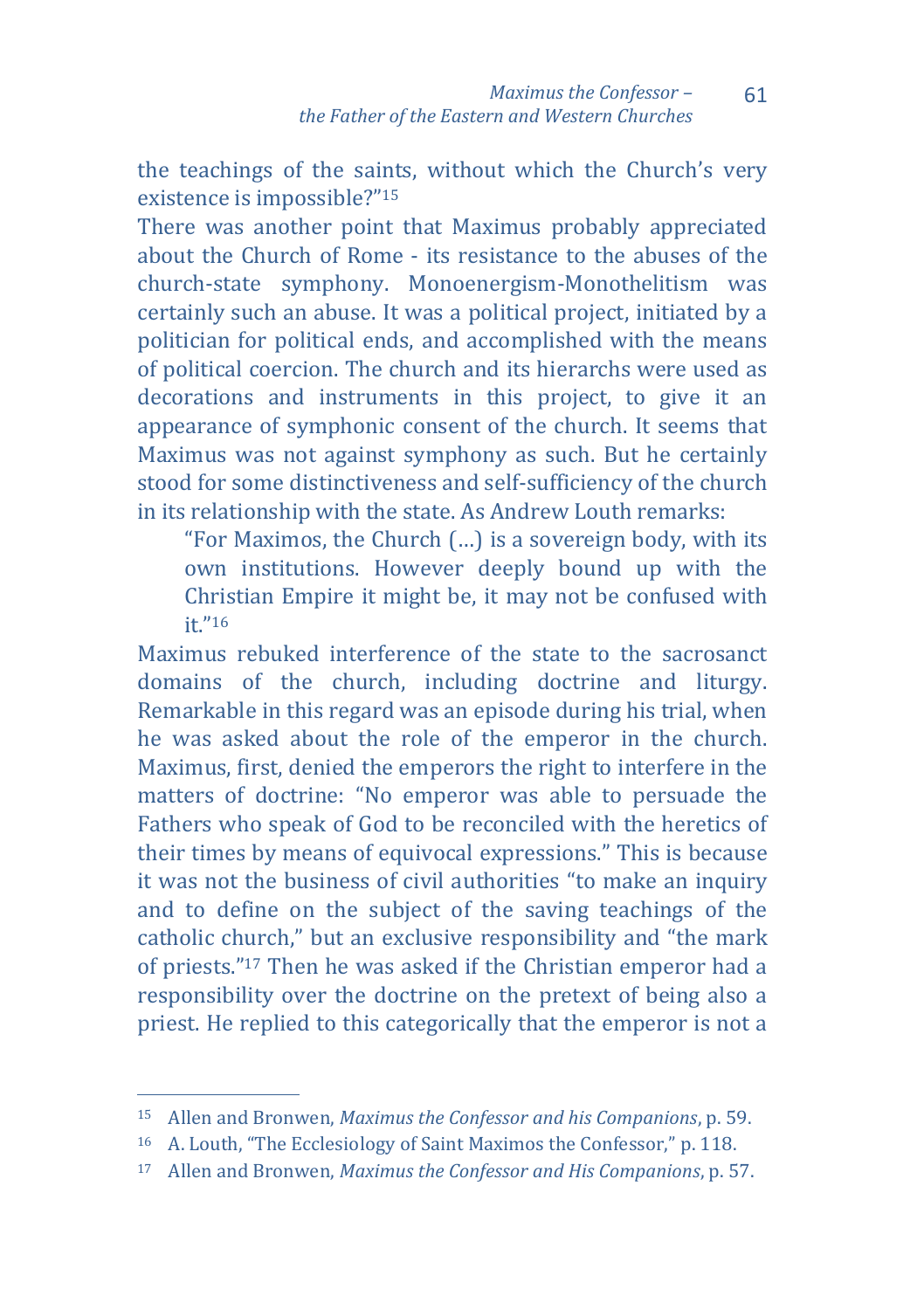the teachings of the saints, without which the Church's very existence is impossible?"[15]

There was another point that Maximus probably appreciated about the Church of Rome - its resistance to the abuses of the church-state symphony. Monoenergism-Monothelitism was certainly such an abuse. It was a political project, initiated by a politician for political ends, and accomplished with the means of political coercion. The church and its hierarchs were used as decorations and instruments in this project, to give it an appearance of symphonic consent of the church. It seems that Maximus was not against symphony as such. But he certainly stood for some distinctiveness and self-sufficiency of the church in its relationship with the state. As Andrew Louth remarks:

> "For Maximos, the Church (…) is a sovereign body, with its own institutions. However deeply bound up with the Christian Empire it might be, it may not be confused with it."[16]

Maximus rebuked interference of the state to the sacrosanct domains of the church, including doctrine and liturgy. Remarkable in this regard was an episode during his trial, when he was asked about the role of the emperor in the church. Maximus, first, denied the emperors the right to interfere in the matters of doctrine: "No emperor was able to persuade the Fathers who speak of God to be reconciled with the heretics of their times by means of equivocal expressions." This is because it was not the business of civil authorities "to make an inquiry and to define on the subject of the saving teachings of the catholic church," but an exclusive responsibility and "the mark of priests."[17] Then he was asked if the Christian emperor had a responsibility over the doctrine on the pretext of being also a priest. He replied to this categorically that the emperor is not a

---

[15] Allen and Bronwen, *Maximus the Confessor and his Companions*, p. 59.

[16] A. Louth, "The Ecclesiology of Saint Maximos the Confessor," p. 118.

[17] Allen and Bronwen, *Maximus the Confessor and His Companions*, p. 57.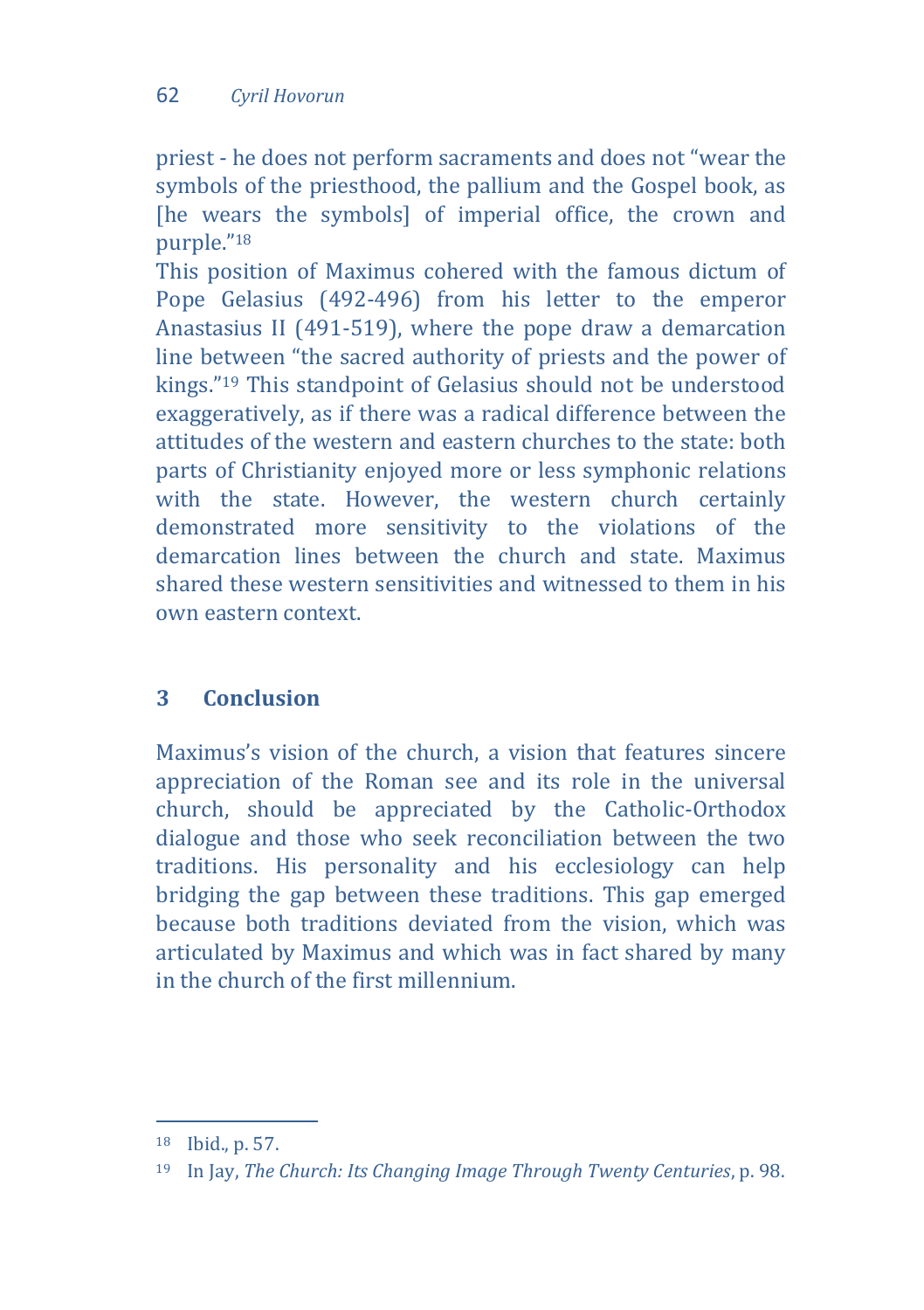priest - he does not perform sacraments and does not "wear the symbols of the priesthood, the pallium and the Gospel book, as [he wears the symbols] of imperial office, the crown and purple."[18]

This position of Maximus cohered with the famous dictum of Pope Gelasius (492-496) from his letter to the emperor Anastasius II (491-519), where the pope draw a demarcation line between "the sacred authority of priests and the power of kings."[19] This standpoint of Gelasius should not be understood exaggeratively, as if there was a radical difference between the attitudes of the western and eastern churches to the state: both parts of Christianity enjoyed more or less symphonic relations with the state. However, the western church certainly demonstrated more sensitivity to the violations of the demarcation lines between the church and state. Maximus shared these western sensitivities and witnessed to them in his own eastern context.

## 3 Conclusion

Maximus's vision of the church, a vision that features sincere appreciation of the Roman see and its role in the universal church, should be appreciated by the Catholic-Orthodox dialogue and those who seek reconciliation between the two traditions. His personality and his ecclesiology can help bridging the gap between these traditions. This gap emerged because both traditions deviated from the vision, which was articulated by Maximus and which was in fact shared by many in the church of the first millennium.

---

[18] Ibid., p. 57.

[19] In Jay, *The Church: Its Changing Image Through Twenty Centuries*, p. 98.